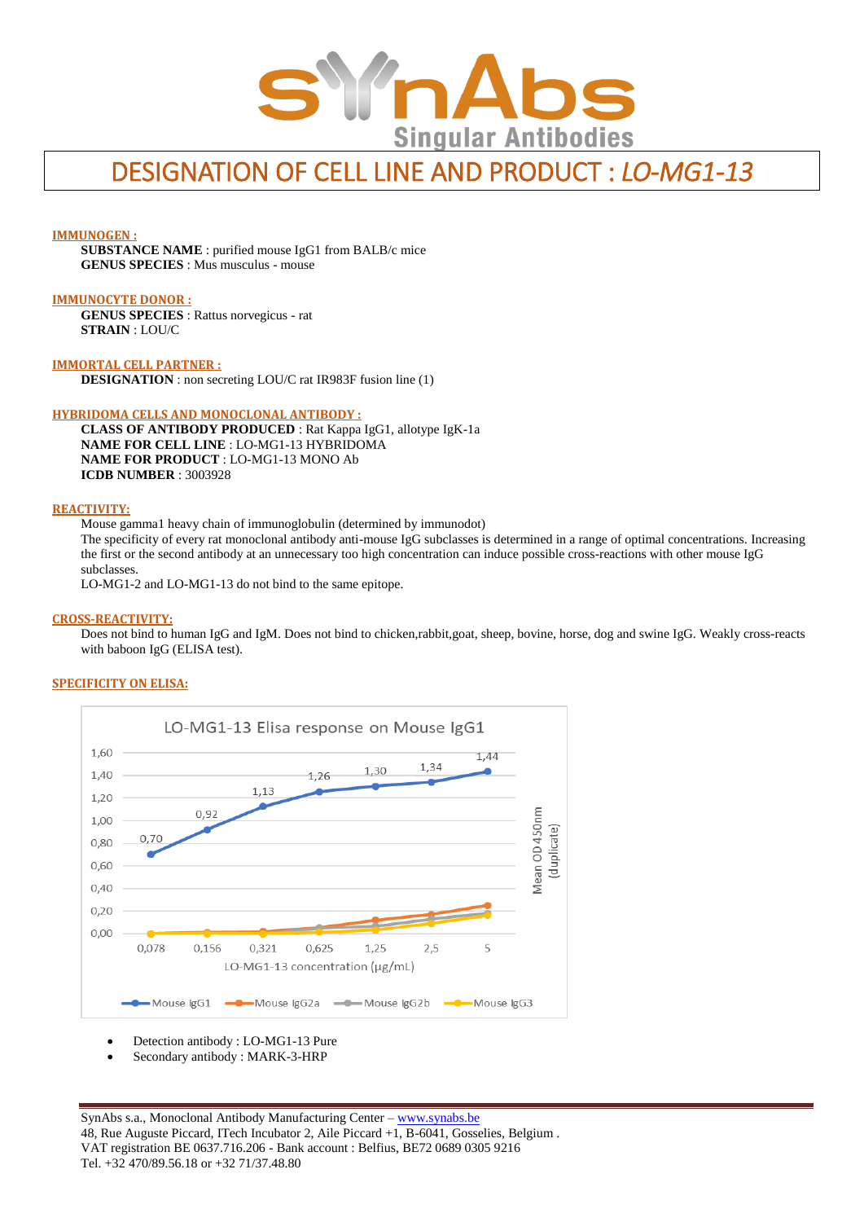# DESIGNATION OF CELL LINE AND PRODUCT : *LO-MG1-13*

**IMMUNOGEN :**

**SUBSTANCE NAME** : purified mouse IgG1 from BALB/c mice
**GENUS SPECIES** : Mus musculus - mouse

**IMMUNOCYTE DONOR :**

**GENUS SPECIES** : Rattus norvegicus - rat
**STRAIN** : LOU/C

**IMMORTAL CELL PARTNER :**

**DESIGNATION** : non secreting LOU/C rat IR983F fusion line (1)

**HYBRIDOMA CELLS AND MONOCLONAL ANTIBODY :**

**CLASS OF ANTIBODY PRODUCED** : Rat Kappa IgG1, allotype IgK-1a
**NAME FOR CELL LINE** : LO-MG1-13 HYBRIDOMA
**NAME FOR PRODUCT** : LO-MG1-13 MONO Ab
**ICDB NUMBER** : 3003928

**REACTIVITY:**

Mouse gamma1 heavy chain of immunoglobulin (determined by immunodot)
The specificity of every rat monoclonal antibody anti-mouse IgG subclasses is determined in a range of optimal concentrations. Increasing the first or the second antibody at an unnecessary too high concentration can induce possible cross-reactions with other mouse IgG subclasses.
LO-MG1-2 and LO-MG1-13 do not bind to the same epitope.

**CROSS-REACTIVITY:**

Does not bind to human IgG and IgM. Does not bind to chicken,rabbit,goat, sheep, bovine, horse, dog and swine IgG. Weakly cross-reacts with baboon IgG (ELISA test).

**SPECIFICITY ON ELISA:**

LO-MG1-13 Elisa response on Mouse IgG1

| LO-MG1-13 concentration (µg/mL) | 0,078 | 0,156 | 0,321 | 0,625 | 1,25 | 2,5 | 5 |
|---|---|---|---|---|---|---|---|
| Mouse IgG1 (Mean OD 450nm (duplicate)) | 0,70 | 0,92 | 1,13 | 1,26 | 1,30 | 1,34 | 1,44 |

- Detection antibody : LO-MG1-13 Pure
- Secondary antibody : MARK-3-HRP

SynAbs s.a., Monoclonal Antibody Manufacturing Center – www.synabs.be
48, Rue Auguste Piccard, ITech Incubator 2, Aile Piccard +1, B-6041, Gosselies, Belgium .
VAT registration BE 0637.716.206 - Bank account : Belfius, BE72 0689 0305 9216
Tel. +32 470/89.56.18 or +32 71/37.48.80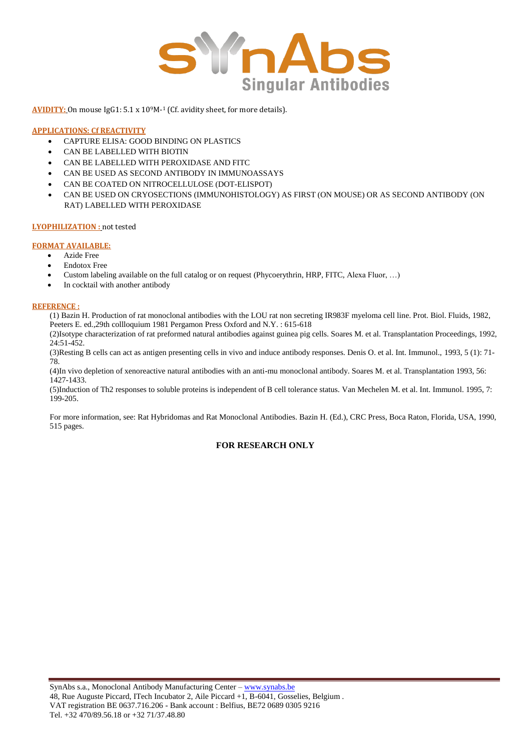**AVIDITY:** On mouse IgG1: 5.1 x $10^9$M$^{-1}$ (Cf. avidity sheet, for more details).

**APPLICATIONS: Cf REACTIVITY**

- CAPTURE ELISA: GOOD BINDING ON PLASTICS
- CAN BE LABELLED WITH BIOTIN
- CAN BE LABELLED WITH PEROXIDASE AND FITC
- CAN BE USED AS SECOND ANTIBODY IN IMMUNOASSAYS
- CAN BE COATED ON NITROCELLULOSE (DOT-ELISPOT)
- CAN BE USED ON CRYOSECTIONS (IMMUNOHISTOLOGY) AS FIRST (ON MOUSE) OR AS SECOND ANTIBODY (ON RAT) LABELLED WITH PEROXIDASE

**LYOPHILIZATION :** not tested

**FORMAT AVAILABLE:**

- Azide Free
- Endotox Free
- Custom labeling available on the full catalog or on request (Phycoerythrin, HRP, FITC, Alexa Fluor, …)
- In cocktail with another antibody

**REFERENCE :**

(1) Bazin H. Production of rat monoclonal antibodies with the LOU rat non secreting IR983F myeloma cell line. Prot. Biol. Fluids, 1982, Peeters E. ed.,29th collloquium 1981 Pergamon Press Oxford and N.Y. : 615-618

(2)Isotype characterization of rat preformed natural antibodies against guinea pig cells. Soares M. et al. Transplantation Proceedings, 1992, 24:51-452.

(3)Resting B cells can act as antigen presenting cells in vivo and induce antibody responses. Denis O. et al. Int. Immunol., 1993, 5 (1): 71-78.

(4)In vivo depletion of xenoreactive natural antibodies with an anti-mu monoclonal antibody. Soares M. et al. Transplantation 1993, 56: 1427-1433.

(5)Induction of Th2 responses to soluble proteins is independent of B cell tolerance status. Van Mechelen M. et al. Int. Immunol. 1995, 7: 199-205.

For more information, see: Rat Hybridomas and Rat Monoclonal Antibodies. Bazin H. (Ed.), CRC Press, Boca Raton, Florida, USA, 1990, 515 pages.

**FOR RESEARCH ONLY**